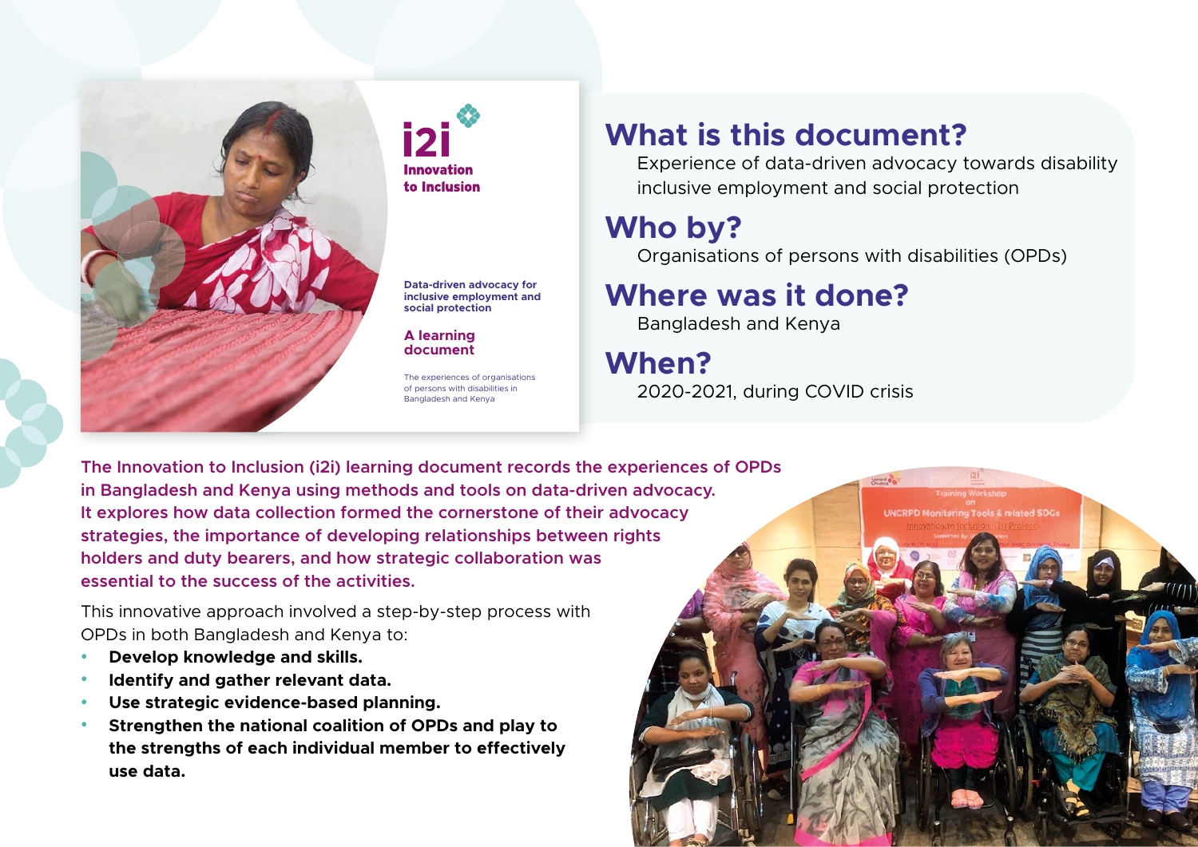# What is this document?

Experience of data-driven advocacy towards disability inclusive employment and social protection

# Who by?

Organisations of persons with disabilities (OPDs)

# Where was it done?

Bangladesh and Kenya

# When?

2020-2021, during COVID crisis

**The Innovation to Inclusion (i2i) learning document records the experiences of OPDs in Bangladesh and Kenya using methods and tools on data-driven advocacy. It explores how data collection formed the cornerstone of their advocacy strategies, the importance of developing relationships between rights holders and duty bearers, and how strategic collaboration was essential to the success of the activities.**

This innovative approach involved a step-by-step process with OPDs in both Bangladesh and Kenya to:

- **Develop knowledge and skills.**
- **Identify and gather relevant data.**
- **Use strategic evidence-based planning.**
- **Strengthen the national coalition of OPDs and play to the strengths of each individual member to effectively use data.**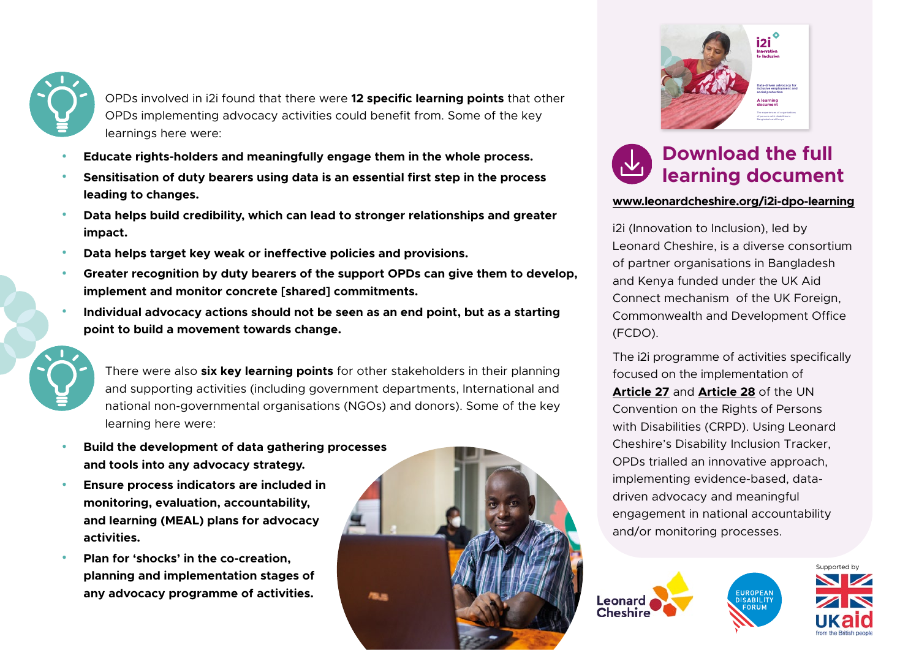OPDs involved in i2i found that there were **12 specific learning points** that other OPDs implementing advocacy activities could benefit from. Some of the key learnings here were:

- **Educate rights-holders and meaningfully engage them in the whole process.**
- **Sensitisation of duty bearers using data is an essential first step in the process leading to changes.**
- **Data helps build credibility, which can lead to stronger relationships and greater impact.**
- **Data helps target key weak or ineffective policies and provisions.**
- **Greater recognition by duty bearers of the support OPDs can give them to develop, implement and monitor concrete [shared] commitments.**
- **Individual advocacy actions should not be seen as an end point, but as a starting point to build a movement towards change.**

There were also **six key learning points** for other stakeholders in their planning and supporting activities (including government departments, International and national non-governmental organisations (NGOs) and donors). Some of the key learning here were:

- **Build the development of data gathering processes and tools into any advocacy strategy.**
- **Ensure process indicators are included in monitoring, evaluation, accountability, and learning (MEAL) plans for advocacy activities.**
- **Plan for 'shocks' in the co-creation, planning and implementation stages of any advocacy programme of activities.**

## Download the full learning document

**www.leonardcheshire.org/i2i-dpo-learning**

i2i (Innovation to Inclusion), led by Leonard Cheshire, is a diverse consortium of partner organisations in Bangladesh and Kenya funded under the UK Aid Connect mechanism of the UK Foreign, Commonwealth and Development Office (FCDO).

The i2i programme of activities specifically focused on the implementation of **Article 27** and **Article 28** of the UN Convention on the Rights of Persons with Disabilities (CRPD). Using Leonard Cheshire's Disability Inclusion Tracker, OPDs trialled an innovative approach, implementing evidence-based, data-driven advocacy and meaningful engagement in national accountability and/or monitoring processes.

Leonard Cheshire

European Disability Forum

Supported by UKaid from the British people